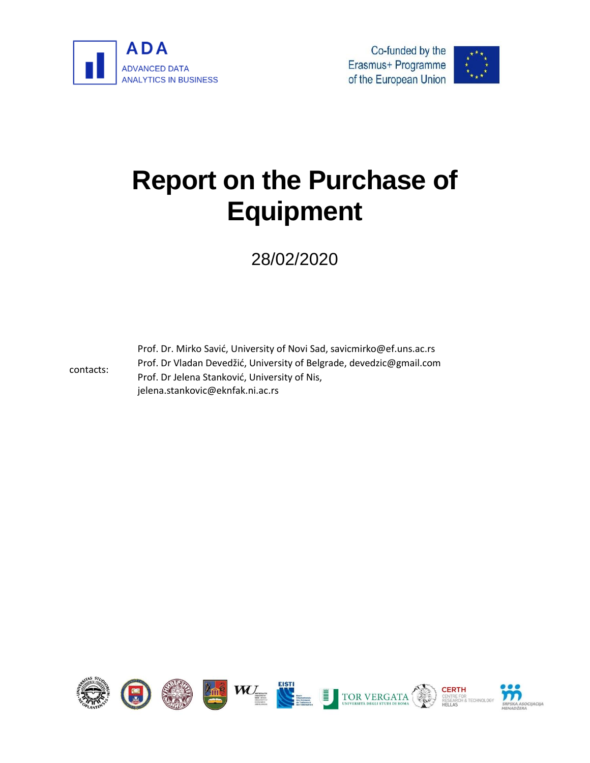ADA

ADVANCED DATA ANALYTICS IN BUSINESS

Co-funded by the Erasmus+ Programme of the European Union

# Report on the Purchase of Equipment

28/02/2020

contacts:

Prof. Dr. Mirko Savić, University of Novi Sad, savicmirko@ef.uns.ac.rs
Prof. Dr Vladan Devedžić, University of Belgrade, devedzic@gmail.com
Prof. Dr Jelena Stanković, University of Nis, jelena.stankovic@eknfak.ni.ac.rs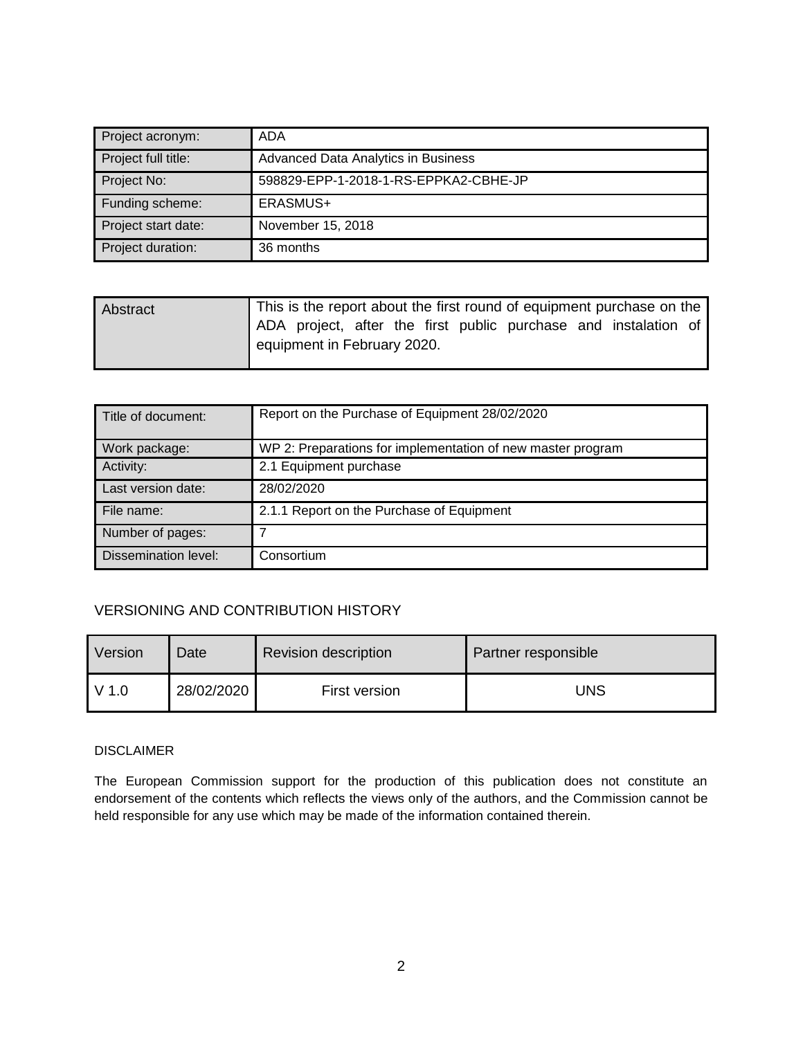| Project acronym: | ADA |
| --- | --- |
| Project full title: | Advanced Data Analytics in Business |
| Project No: | 598829-EPP-1-2018-1-RS-EPPKA2-CBHE-JP |
| Funding scheme: | ERASMUS+ |
| Project start date: | November 15, 2018 |
| Project duration: | 36 months |

| Abstract | This is the report about the first round of equipment purchase on the ADA project, after the first public purchase and instalation of equipment in February 2020. |
| --- | --- |

| Title of document: | Report on the Purchase of Equipment 28/02/2020 |
| --- | --- |
| Work package: | WP 2: Preparations for implementation of new master program |
| Activity: | 2.1 Equipment purchase |
| Last version date: | 28/02/2020 |
| File name: | 2.1.1 Report on the Purchase of Equipment |
| Number of pages: | 7 |
| Dissemination level: | Consortium |

## VERSIONING AND CONTRIBUTION HISTORY

| Version | Date | Revision description | Partner responsible |
| --- | --- | --- | --- |
| V 1.0 | 28/02/2020 | First version | UNS |

DISCLAIMER

The European Commission support for the production of this publication does not constitute an endorsement of the contents which reflects the views only of the authors, and the Commission cannot be held responsible for any use which may be made of the information contained therein.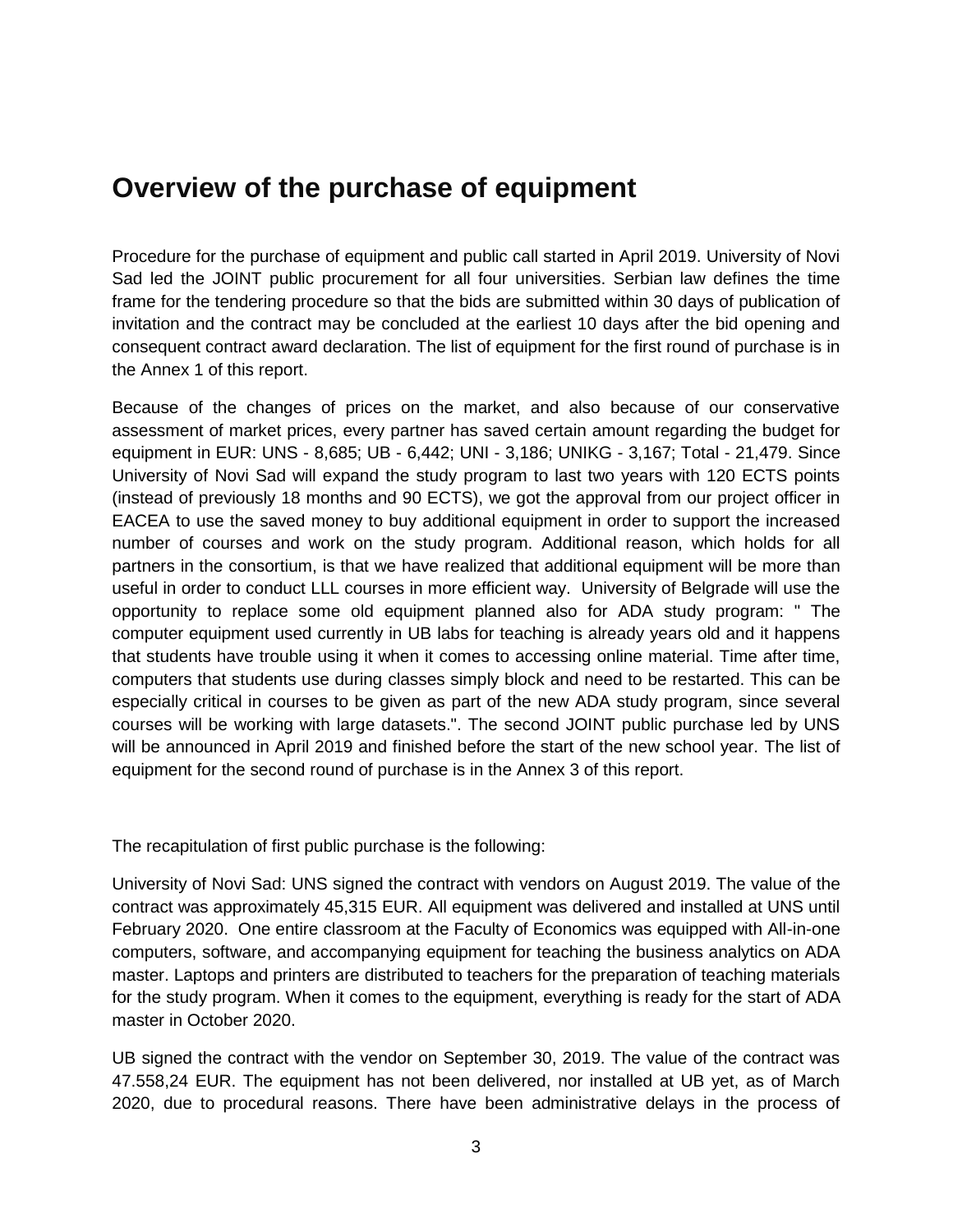# Overview of the purchase of equipment

Procedure for the purchase of equipment and public call started in April 2019. University of Novi Sad led the JOINT public procurement for all four universities. Serbian law defines the time frame for the tendering procedure so that the bids are submitted within 30 days of publication of invitation and the contract may be concluded at the earliest 10 days after the bid opening and consequent contract award declaration. The list of equipment for the first round of purchase is in the Annex 1 of this report.

Because of the changes of prices on the market, and also because of our conservative assessment of market prices, every partner has saved certain amount regarding the budget for equipment in EUR: UNS - 8,685; UB - 6,442; UNI - 3,186; UNIKG - 3,167; Total - 21,479. Since University of Novi Sad will expand the study program to last two years with 120 ECTS points (instead of previously 18 months and 90 ECTS), we got the approval from our project officer in EACEA to use the saved money to buy additional equipment in order to support the increased number of courses and work on the study program. Additional reason, which holds for all partners in the consortium, is that we have realized that additional equipment will be more than useful in order to conduct LLL courses in more efficient way. University of Belgrade will use the opportunity to replace some old equipment planned also for ADA study program: " The computer equipment used currently in UB labs for teaching is already years old and it happens that students have trouble using it when it comes to accessing online material. Time after time, computers that students use during classes simply block and need to be restarted. This can be especially critical in courses to be given as part of the new ADA study program, since several courses will be working with large datasets.". The second JOINT public purchase led by UNS will be announced in April 2019 and finished before the start of the new school year. The list of equipment for the second round of purchase is in the Annex 3 of this report.

The recapitulation of first public purchase is the following:

University of Novi Sad: UNS signed the contract with vendors on August 2019. The value of the contract was approximately 45,315 EUR. All equipment was delivered and installed at UNS until February 2020. One entire classroom at the Faculty of Economics was equipped with All-in-one computers, software, and accompanying equipment for teaching the business analytics on ADA master. Laptops and printers are distributed to teachers for the preparation of teaching materials for the study program. When it comes to the equipment, everything is ready for the start of ADA master in October 2020.

UB signed the contract with the vendor on September 30, 2019. The value of the contract was 47.558,24 EUR. The equipment has not been delivered, nor installed at UB yet, as of March 2020, due to procedural reasons. There have been administrative delays in the process of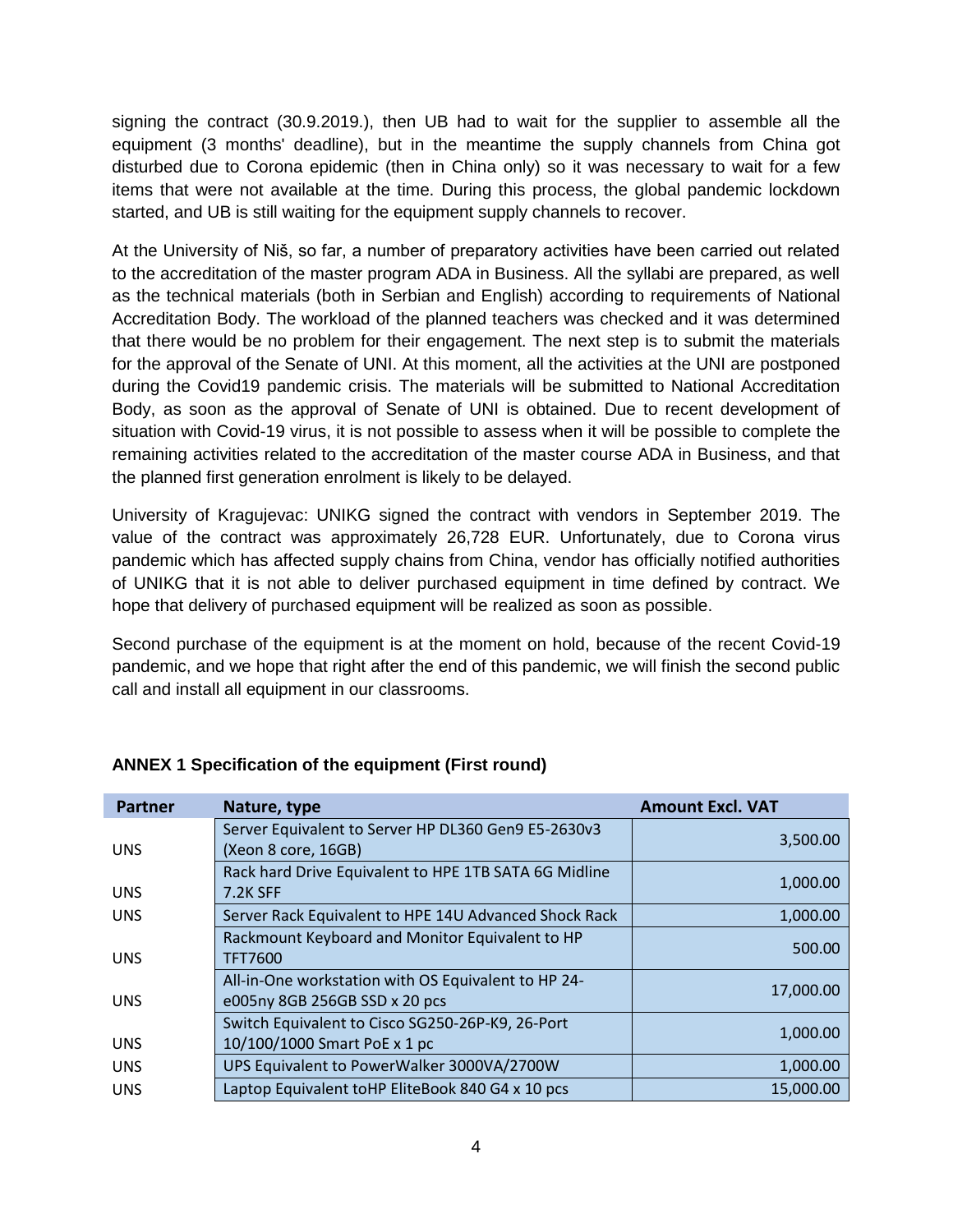signing the contract (30.9.2019.), then UB had to wait for the supplier to assemble all the equipment (3 months' deadline), but in the meantime the supply channels from China got disturbed due to Corona epidemic (then in China only) so it was necessary to wait for a few items that were not available at the time. During this process, the global pandemic lockdown started, and UB is still waiting for the equipment supply channels to recover.

At the University of Niš, so far, a number of preparatory activities have been carried out related to the accreditation of the master program ADA in Business. All the syllabi are prepared, as well as the technical materials (both in Serbian and English) according to requirements of National Accreditation Body. The workload of the planned teachers was checked and it was determined that there would be no problem for their engagement. The next step is to submit the materials for the approval of the Senate of UNI. At this moment, all the activities at the UNI are postponed during the Covid19 pandemic crisis. The materials will be submitted to National Accreditation Body, as soon as the approval of Senate of UNI is obtained. Due to recent development of situation with Covid-19 virus, it is not possible to assess when it will be possible to complete the remaining activities related to the accreditation of the master course ADA in Business, and that the planned first generation enrolment is likely to be delayed.

University of Kragujevac: UNIKG signed the contract with vendors in September 2019. The value of the contract was approximately 26,728 EUR. Unfortunately, due to Corona virus pandemic which has affected supply chains from China, vendor has officially notified authorities of UNIKG that it is not able to deliver purchased equipment in time defined by contract. We hope that delivery of purchased equipment will be realized as soon as possible.

Second purchase of the equipment is at the moment on hold, because of the recent Covid-19 pandemic, and we hope that right after the end of this pandemic, we will finish the second public call and install all equipment in our classrooms.

**ANNEX 1 Specification of the equipment (First round)**

| Partner | Nature, type | Amount Excl. VAT |
|---|---|---|
| UNS | Server Equivalent to Server HP DL360 Gen9 E5-2630v3 (Xeon 8 core, 16GB) | 3,500.00 |
| UNS | Rack hard Drive Equivalent to HPE 1TB SATA 6G Midline 7.2K SFF | 1,000.00 |
| UNS | Server Rack Equivalent to HPE 14U Advanced Shock Rack | 1,000.00 |
| UNS | Rackmount Keyboard and Monitor Equivalent to HP TFT7600 | 500.00 |
| UNS | All-in-One workstation with OS Equivalent to HP 24-e005ny 8GB 256GB SSD x 20 pcs | 17,000.00 |
| UNS | Switch Equivalent to Cisco SG250-26P-K9, 26-Port 10/100/1000 Smart PoE x 1 pc | 1,000.00 |
| UNS | UPS Equivalent to PowerWalker 3000VA/2700W | 1,000.00 |
| UNS | Laptop Equivalent toHP EliteBook 840 G4 x 10 pcs | 15,000.00 |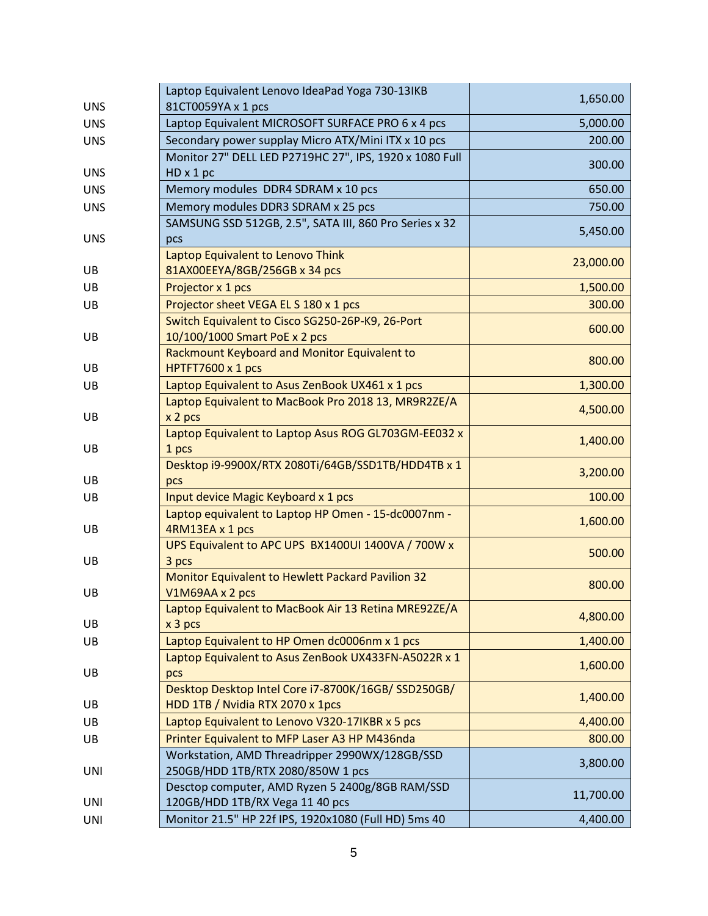| | | |
|---|---|---|
| UNS | Laptop Equivalent Lenovo IdeaPad Yoga 730-13IKB 81CT0059YA x 1 pcs | 1,650.00 |
| UNS | Laptop Equivalent MICROSOFT SURFACE PRO 6 x 4 pcs | 5,000.00 |
| UNS | Secondary power supplay Micro ATX/Mini ITX x 10 pcs | 200.00 |
| UNS | Monitor 27" DELL LED P2719HC 27", IPS, 1920 x 1080 Full HD x 1 pc | 300.00 |
| UNS | Memory modules DDR4 SDRAM x 10 pcs | 650.00 |
| UNS | Memory modules DDR3 SDRAM x 25 pcs | 750.00 |
| UNS | SAMSUNG SSD 512GB, 2.5", SATA III, 860 Pro Series x 32 pcs | 5,450.00 |
| UB | Laptop Equivalent to Lenovo Think 81AX00EEYA/8GB/256GB x 34 pcs | 23,000.00 |
| UB | Projector x 1 pcs | 1,500.00 |
| UB | Projector sheet VEGA EL S 180 x 1 pcs | 300.00 |
| UB | Switch Equivalent to Cisco SG250-26P-K9, 26-Port 10/100/1000 Smart PoE x 2 pcs | 600.00 |
| UB | Rackmount Keyboard and Monitor Equivalent to HPTFT7600 x 1 pcs | 800.00 |
| UB | Laptop Equivalent to Asus ZenBook UX461 x 1 pcs | 1,300.00 |
| UB | Laptop Equivalent to MacBook Pro 2018 13, MR9R2ZE/A x 2 pcs | 4,500.00 |
| UB | Laptop Equivalent to Laptop Asus ROG GL703GM-EE032 x 1 pcs | 1,400.00 |
| UB | Desktop i9-9900X/RTX 2080Ti/64GB/SSD1TB/HDD4TB x 1 pcs | 3,200.00 |
| UB | Input device Magic Keyboard x 1 pcs | 100.00 |
| UB | Laptop equivalent to Laptop HP Omen - 15-dc0007nm - 4RM13EA x 1 pcs | 1,600.00 |
| UB | UPS Equivalent to APC UPS BX1400UI 1400VA / 700W x 3 pcs | 500.00 |
| UB | Monitor Equivalent to Hewlett Packard Pavilion 32 V1M69AA x 2 pcs | 800.00 |
| UB | Laptop Equivalent to MacBook Air 13 Retina MRE92ZE/A x 3 pcs | 4,800.00 |
| UB | Laptop Equivalent to HP Omen dc0006nm x 1 pcs | 1,400.00 |
| UB | Laptop Equivalent to Asus ZenBook UX433FN-A5022R x 1 pcs | 1,600.00 |
| UB | Desktop Desktop Intel Core i7-8700K/16GB/ SSD250GB/ HDD 1TB / Nvidia RTX 2070 x 1pcs | 1,400.00 |
| UB | Laptop Equivalent to Lenovo V320-17IKBR x 5 pcs | 4,400.00 |
| UB | Printer Equivalent to MFP Laser A3 HP M436nda | 800.00 |
| UNI | Workstation, AMD Threadripper 2990WX/128GB/SSD 250GB/HDD 1TB/RTX 2080/850W 1 pcs | 3,800.00 |
| UNI | Desctop computer, AMD Ryzen 5 2400g/8GB RAM/SSD 120GB/HDD 1TB/RX Vega 11 40 pcs | 11,700.00 |
| UNI | Monitor 21.5" HP 22f IPS, 1920x1080 (Full HD) 5ms 40 | 4,400.00 |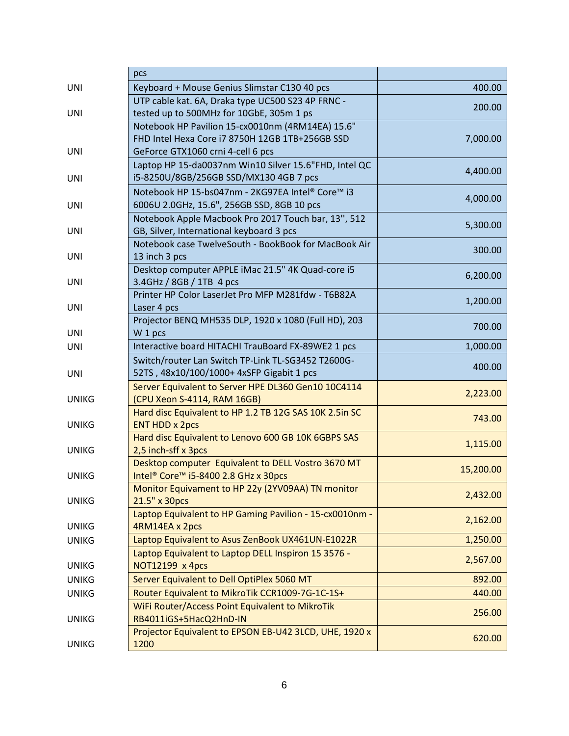| | | |
|---|---|---|
| | pcs | |
| UNI | Keyboard + Mouse Genius Slimstar C130 40 pcs | 400.00 |
| UNI | UTP cable kat. 6A, Draka type UC500 S23 4P FRNC - tested up to 500MHz for 10GbE, 305m 1 ps | 200.00 |
| UNI | Notebook HP Pavilion 15-cx0010nm (4RM14EA) 15.6" FHD Intel Hexa Core i7 8750H 12GB 1TB+256GB SSD GeForce GTX1060 crni 4-cell 6 pcs | 7,000.00 |
| UNI | Laptop HP 15-da0037nm Win10 Silver 15.6"FHD, Intel QC i5-8250U/8GB/256GB SSD/MX130 4GB 7 pcs | 4,400.00 |
| UNI | Notebook HP 15-bs047nm - 2KG97EA Intel® Core™ i3 6006U 2.0GHz, 15.6", 256GB SSD, 8GB 10 pcs | 4,000.00 |
| UNI | Notebook Apple Macbook Pro 2017 Touch bar, 13'', 512 GB, Silver, International keyboard 3 pcs | 5,300.00 |
| UNI | Notebook case TwelveSouth - BookBook for MacBook Air 13 inch 3 pcs | 300.00 |
| UNI | Desktop computer APPLE iMac 21.5" 4K Quad-core i5 3.4GHz / 8GB / 1TB 4 pcs | 6,200.00 |
| UNI | Printer HP Color LaserJet Pro MFP M281fdw - T6B82A Laser 4 pcs | 1,200.00 |
| UNI | Projector BENQ MH535 DLP, 1920 x 1080 (Full HD), 203 W 1 pcs | 700.00 |
| UNI | Interactive board HITACHI TrauBoard FX-89WE2 1 pcs | 1,000.00 |
| UNI | Switch/router Lan Switch TP-Link TL-SG3452 T2600G-52TS , 48x10/100/1000+ 4xSFP Gigabit 1 pcs | 400.00 |
| UNIKG | Server Equivalent to Server HPE DL360 Gen10 10C4114 (CPU Xeon S-4114, RAM 16GB) | 2,223.00 |
| UNIKG | Hard disc Equivalent to HP 1.2 TB 12G SAS 10K 2.5in SC ENT HDD x 2pcs | 743.00 |
| UNIKG | Hard disc Equivalent to Lenovo 600 GB 10K 6GBPS SAS 2,5 inch-sff x 3pcs | 1,115.00 |
| UNIKG | Desktop computer Equivalent to DELL Vostro 3670 MT Intel® Core™ i5-8400 2.8 GHz x 30pcs | 15,200.00 |
| UNIKG | Monitor Equivament to HP 22y (2YV09AA) TN monitor 21.5" x 30pcs | 2,432.00 |
| UNIKG | Laptop Equivalent to HP Gaming Pavilion - 15-cx0010nm - 4RM14EA x 2pcs | 2,162.00 |
| UNIKG | Laptop Equivalent to Asus ZenBook UX461UN-E1022R | 1,250.00 |
| UNIKG | Laptop Equivalent to Laptop DELL Inspiron 15 3576 - NOT12199 x 4pcs | 2,567.00 |
| UNIKG | Server Equivalent to Dell OptiPlex 5060 MT | 892.00 |
| UNIKG | Router Equivalent to MikroTik CCR1009-7G-1C-1S+ | 440.00 |
| UNIKG | WiFi Router/Access Point Equivalent to MikroTik RB4011iGS+5HacQ2HnD-IN | 256.00 |
| UNIKG | Projector Equivalent to EPSON EB-U42 3LCD, UHE, 1920 x 1200 | 620.00 |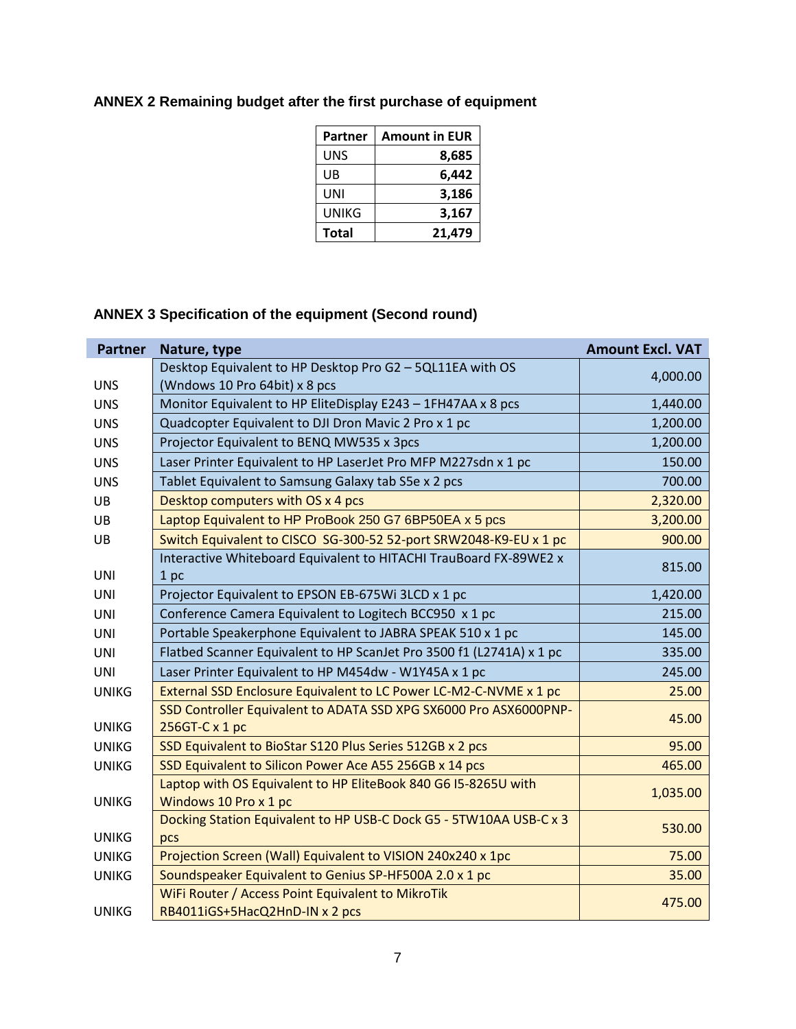## ANNEX 2 Remaining budget after the first purchase of equipment

| Partner | Amount in EUR |
|---|---|
| UNS | **8,685** |
| UB | **6,442** |
| UNI | **3,186** |
| UNIKG | **3,167** |
| **Total** | **21,479** |

## ANNEX 3 Specification of the equipment (Second round)

| Partner | Nature, type | Amount Excl. VAT |
|---|---|---|
| UNS | Desktop Equivalent to HP Desktop Pro G2 – 5QL11EA with OS (Wndows 10 Pro 64bit) x 8 pcs | 4,000.00 |
| UNS | Monitor Equivalent to HP EliteDisplay E243 – 1FH47AA x 8 pcs | 1,440.00 |
| UNS | Quadcopter Equivalent to DJI Dron Mavic 2 Pro x 1 pc | 1,200.00 |
| UNS | Projector Equivalent to BENQ MW535 x 3pcs | 1,200.00 |
| UNS | Laser Printer Equivalent to HP LaserJet Pro MFP M227sdn x 1 pc | 150.00 |
| UNS | Tablet Equivalent to Samsung Galaxy tab S5e x 2 pcs | 700.00 |
| UB | Desktop computers with OS x 4 pcs | 2,320.00 |
| UB | Laptop Equivalent to HP ProBook 250 G7 6BP50EA x 5 pcs | 3,200.00 |
| UB | Switch Equivalent to CISCO SG-300-52 52-port SRW2048-K9-EU x 1 pc | 900.00 |
| UNI | Interactive Whiteboard Equivalent to HITACHI TrauBoard FX-89WE2 x 1 pc | 815.00 |
| UNI | Projector Equivalent to EPSON EB-675Wi 3LCD x 1 pc | 1,420.00 |
| UNI | Conference Camera Equivalent to Logitech BCC950 x 1 pc | 215.00 |
| UNI | Portable Speakerphone Equivalent to JABRA SPEAK 510 x 1 pc | 145.00 |
| UNI | Flatbed Scanner Equivalent to HP ScanJet Pro 3500 f1 (L2741A) x 1 pc | 335.00 |
| UNI | Laser Printer Equivalent to HP M454dw - W1Y45A x 1 pc | 245.00 |
| UNIKG | External SSD Enclosure Equivalent to LC Power LC-M2-C-NVME x 1 pc | 25.00 |
| UNIKG | SSD Controller Equivalent to ADATA SSD XPG SX6000 Pro ASX6000PNP-256GT-C x 1 pc | 45.00 |
| UNIKG | SSD Equivalent to BioStar S120 Plus Series 512GB x 2 pcs | 95.00 |
| UNIKG | SSD Equivalent to Silicon Power Ace A55 256GB x 14 pcs | 465.00 |
| UNIKG | Laptop with OS Equivalent to HP EliteBook 840 G6 I5-8265U with Windows 10 Pro x 1 pc | 1,035.00 |
| UNIKG | Docking Station Equivalent to HP USB-C Dock G5 - 5TW10AA USB-C x 3 pcs | 530.00 |
| UNIKG | Projection Screen (Wall) Equivalent to VISION 240x240 x 1pc | 75.00 |
| UNIKG | Soundspeaker Equivalent to Genius SP-HF500A 2.0 x 1 pc | 35.00 |
| UNIKG | WiFi Router / Access Point Equivalent to MikroTik RB4011iGS+5HacQ2HnD-IN x 2 pcs | 475.00 |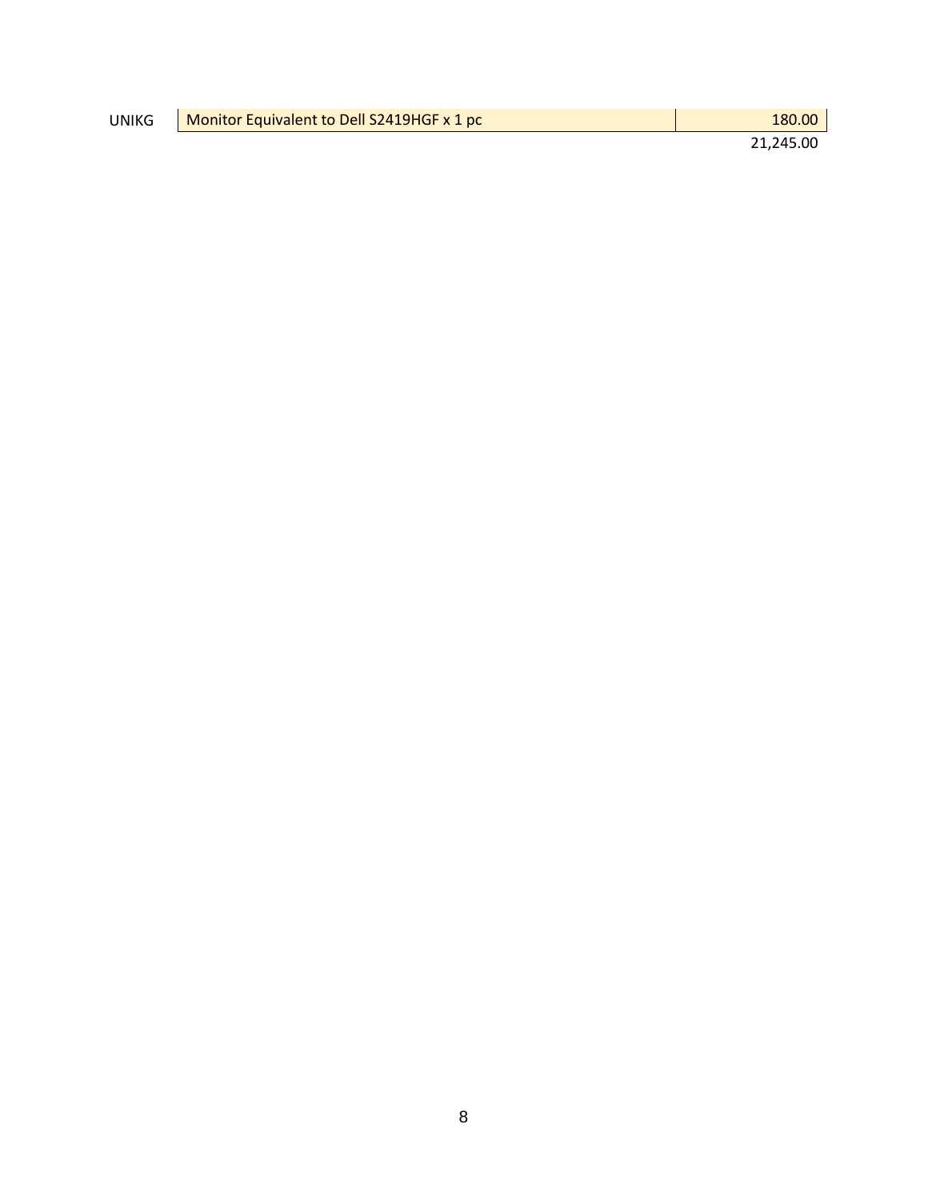| | | |
|---|---|---|
| UNIKG | Monitor Equivalent to Dell S2419HGF x 1 pc | 180.00 |
| | | 21,245.00 |